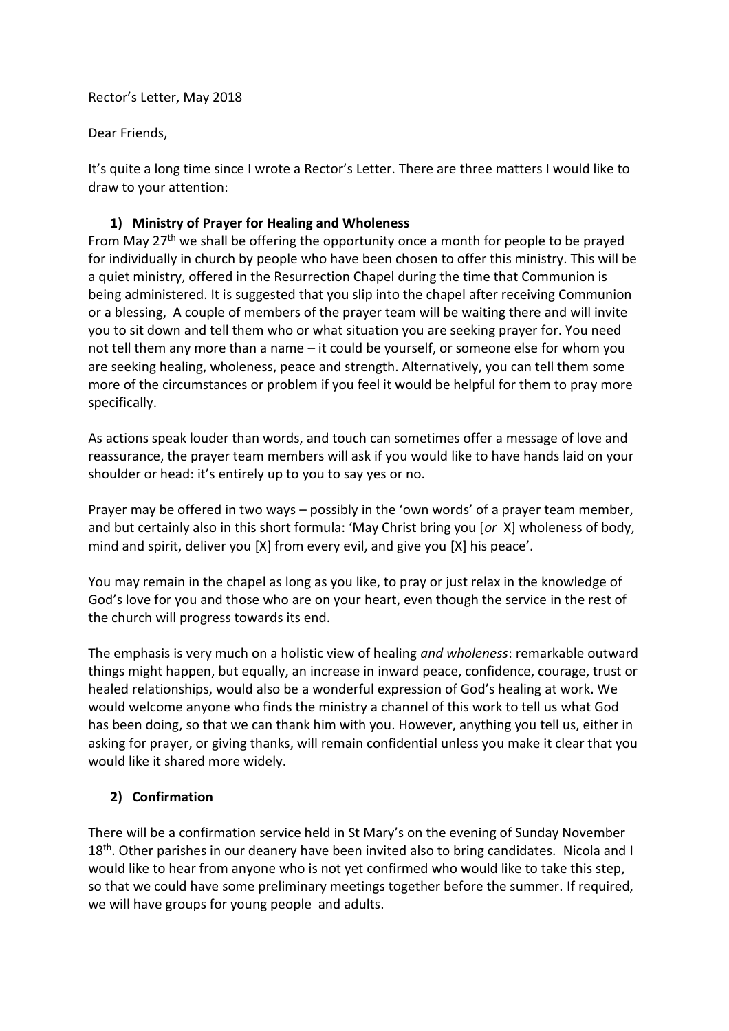Rector's Letter, May 2018

Dear Friends,

It's quite a long time since I wrote a Rector's Letter. There are three matters I would like to draw to your attention:

1) **Ministry of Prayer for Healing and Wholeness**

From May 27th we shall be offering the opportunity once a month for people to be prayed for individually in church by people who have been chosen to offer this ministry. This will be a quiet ministry, offered in the Resurrection Chapel during the time that Communion is being administered. It is suggested that you slip into the chapel after receiving Communion or a blessing, A couple of members of the prayer team will be waiting there and will invite you to sit down and tell them who or what situation you are seeking prayer for. You need not tell them any more than a name – it could be yourself, or someone else for whom you are seeking healing, wholeness, peace and strength. Alternatively, you can tell them some more of the circumstances or problem if you feel it would be helpful for them to pray more specifically.

As actions speak louder than words, and touch can sometimes offer a message of love and reassurance, the prayer team members will ask if you would like to have hands laid on your shoulder or head: it's entirely up to you to say yes or no.

Prayer may be offered in two ways – possibly in the 'own words' of a prayer team member, and but certainly also in this short formula: 'May Christ bring you [*or* X] wholeness of body, mind and spirit, deliver you [X] from every evil, and give you [X] his peace'.

You may remain in the chapel as long as you like, to pray or just relax in the knowledge of God's love for you and those who are on your heart, even though the service in the rest of the church will progress towards its end.

The emphasis is very much on a holistic view of healing *and wholeness*: remarkable outward things might happen, but equally, an increase in inward peace, confidence, courage, trust or healed relationships, would also be a wonderful expression of God's healing at work. We would welcome anyone who finds the ministry a channel of this work to tell us what God has been doing, so that we can thank him with you. However, anything you tell us, either in asking for prayer, or giving thanks, will remain confidential unless you make it clear that you would like it shared more widely.

2) **Confirmation**

There will be a confirmation service held in St Mary's on the evening of Sunday November 18th. Other parishes in our deanery have been invited also to bring candidates. Nicola and I would like to hear from anyone who is not yet confirmed who would like to take this step, so that we could have some preliminary meetings together before the summer. If required, we will have groups for young people and adults.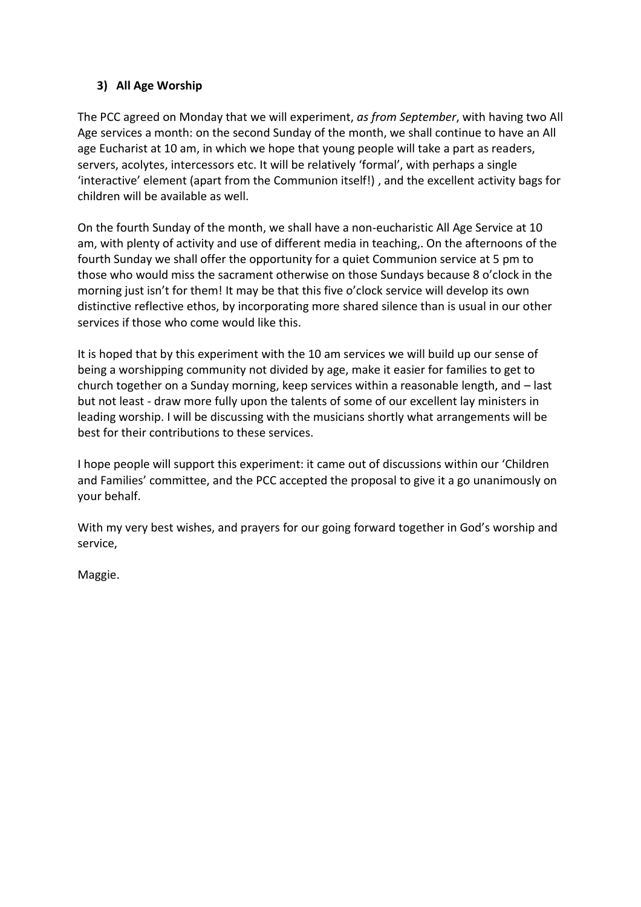### 3) All Age Worship

The PCC agreed on Monday that we will experiment, *as from September*, with having two All Age services a month: on the second Sunday of the month, we shall continue to have an All age Eucharist at 10 am, in which we hope that young people will take a part as readers, servers, acolytes, intercessors etc. It will be relatively 'formal', with perhaps a single 'interactive' element (apart from the Communion itself!) , and the excellent activity bags for children will be available as well.

On the fourth Sunday of the month, we shall have a non-eucharistic All Age Service at 10 am, with plenty of activity and use of different media in teaching,. On the afternoons of the fourth Sunday we shall offer the opportunity for a quiet Communion service at 5 pm to those who would miss the sacrament otherwise on those Sundays because 8 o'clock in the morning just isn't for them! It may be that this five o'clock service will develop its own distinctive reflective ethos, by incorporating more shared silence than is usual in our other services if those who come would like this.

It is hoped that by this experiment with the 10 am services we will build up our sense of being a worshipping community not divided by age, make it easier for families to get to church together on a Sunday morning, keep services within a reasonable length, and – last but not least - draw more fully upon the talents of some of our excellent lay ministers in leading worship. I will be discussing with the musicians shortly what arrangements will be best for their contributions to these services.

I hope people will support this experiment: it came out of discussions within our 'Children and Families' committee, and the PCC accepted the proposal to give it a go unanimously on your behalf.

With my very best wishes, and prayers for our going forward together in God's worship and service,

Maggie.